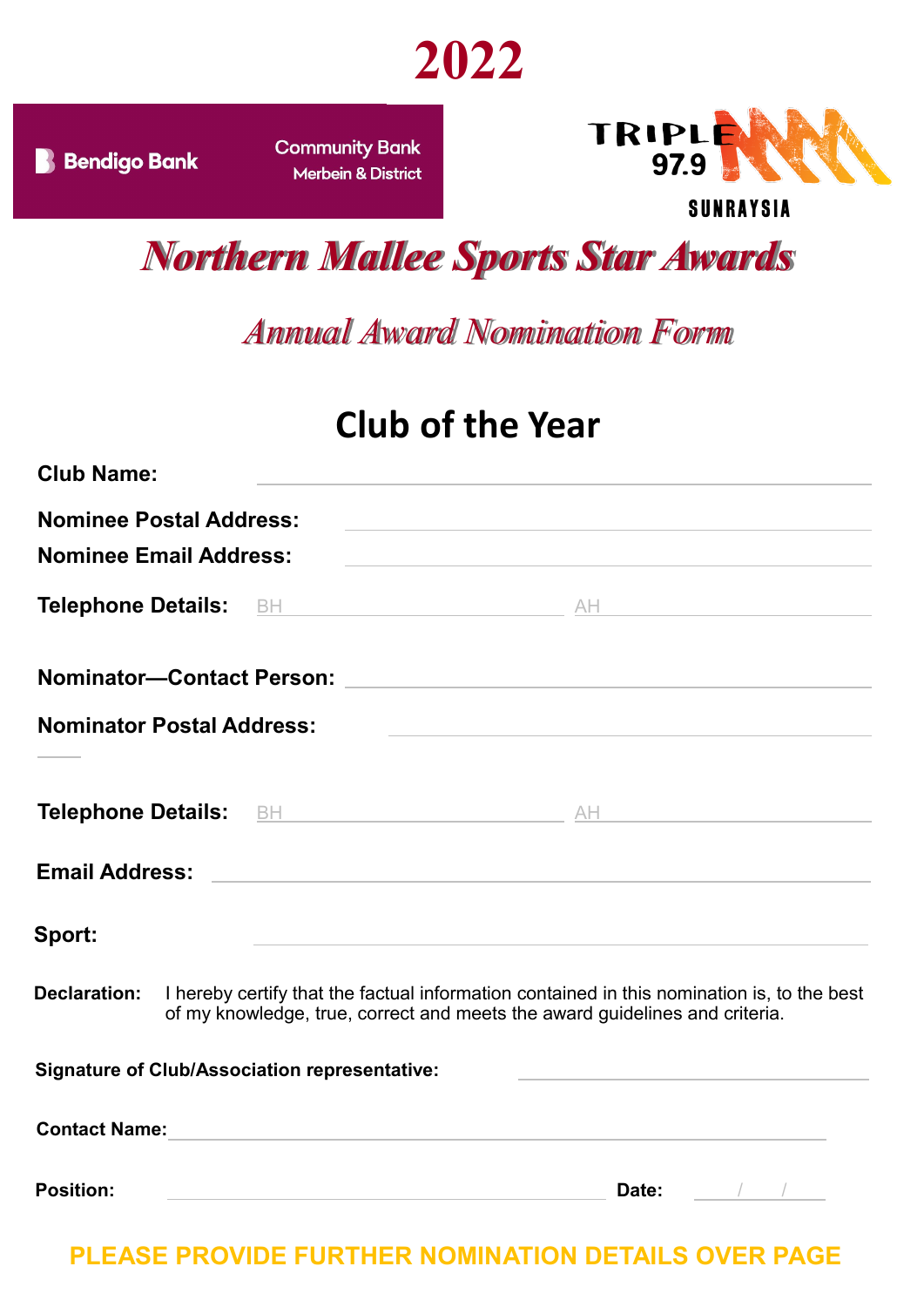# 2022

Bendigo Bank

Community Bank
Merbein & District

TRIPLE M 97.9
SUNRAYSIA

# *Northern Mallee Sports Star Awards*

## *Annual Award Nomination Form*

## Club of the Year

**Club Name:** \_\_\_\_\_\_\_\_\_\_\_\_\_\_\_\_\_\_\_\_\_\_\_\_\_\_\_\_\_\_

**Nominee Postal Address:** \_\_\_\_\_\_\_\_\_\_\_\_\_\_\_\_\_\_\_\_\_\_\_\_\_\_\_\_\_\_

**Nominee Email Address:** \_\_\_\_\_\_\_\_\_\_\_\_\_\_\_\_\_\_\_\_\_\_\_\_\_\_\_\_\_\_

**Telephone Details:** BH \_\_\_\_\_\_\_\_\_\_\_\_\_\_\_ AH \_\_\_\_\_\_\_\_\_\_\_\_\_\_\_

**Nominator—Contact Person:** \_\_\_\_\_\_\_\_\_\_\_\_\_\_\_\_\_\_\_\_\_\_\_\_\_\_\_\_\_\_

**Nominator Postal Address:** \_\_\_\_\_\_\_\_\_\_\_\_\_\_\_\_\_\_\_\_\_\_\_\_\_\_\_\_\_\_

**Telephone Details:** BH \_\_\_\_\_\_\_\_\_\_\_\_\_\_\_ AH \_\_\_\_\_\_\_\_\_\_\_\_\_\_\_

**Email Address:** \_\_\_\_\_\_\_\_\_\_\_\_\_\_\_\_\_\_\_\_\_\_\_\_\_\_\_\_\_\_

**Sport:** \_\_\_\_\_\_\_\_\_\_\_\_\_\_\_\_\_\_\_\_\_\_\_\_\_\_\_\_\_\_

**Declaration:** I hereby certify that the factual information contained in this nomination is, to the best of my knowledge, true, correct and meets the award guidelines and criteria.

**Signature of Club/Association representative:** \_\_\_\_\_\_\_\_\_\_\_\_\_\_\_\_\_\_\_\_\_\_\_\_\_\_\_\_\_\_

**Contact Name:** \_\_\_\_\_\_\_\_\_\_\_\_\_\_\_\_\_\_\_\_\_\_\_\_\_\_\_\_\_\_

**Position:** \_\_\_\_\_\_\_\_\_\_\_\_\_\_\_\_\_\_\_\_ **Date:** \_\_\_\_/\_\_\_\_/\_\_\_\_

**PLEASE PROVIDE FURTHER NOMINATION DETAILS OVER PAGE**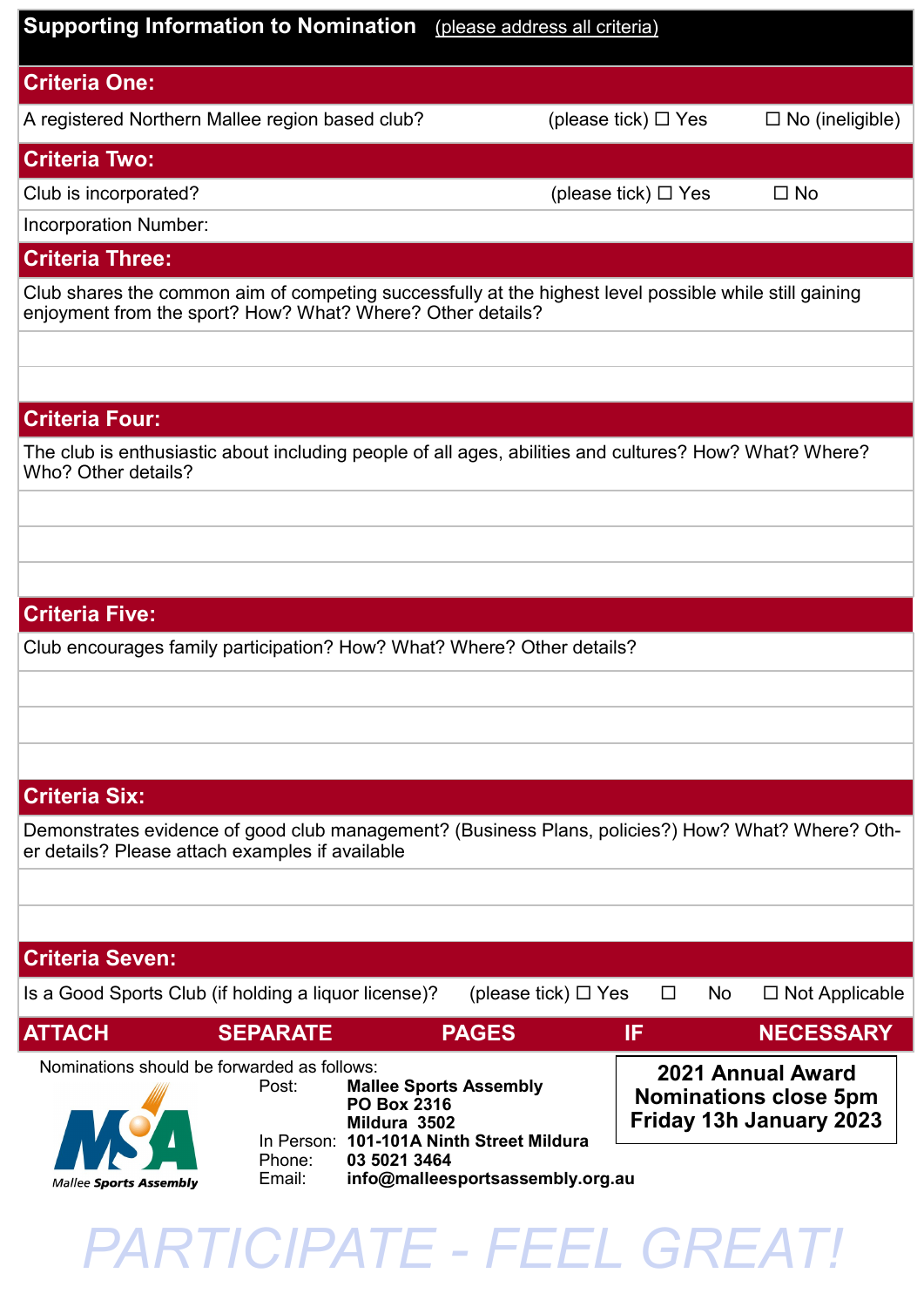## Supporting Information to Nomination (please address all criteria)

### Criteria One:

A registered Northern Mallee region based club? (please tick) ☐ Yes ☐ No (ineligible)

### Criteria Two:

Club is incorporated? (please tick) ☐ Yes ☐ No

Incorporation Number:

### Criteria Three:

Club shares the common aim of competing successfully at the highest level possible while still gaining enjoyment from the sport? How? What? Where? Other details?

### Criteria Four:

The club is enthusiastic about including people of all ages, abilities and cultures? How? What? Where? Who? Other details?

### Criteria Five:

Club encourages family participation? How? What? Where? Other details?

### Criteria Six:

Demonstrates evidence of good club management? (Business Plans, policies?) How? What? Where? Other details? Please attach examples if available

### Criteria Seven:

Is a Good Sports Club (if holding a liquor license)? (please tick) ☐ Yes ☐ No ☐ Not Applicable

**ATTACH SEPARATE PAGES IF NECESSARY**

Nominations should be forwarded as follows:

Post: **Mallee Sports Assembly**
**PO Box 2316**
**Mildura 3502**

In Person: **101-101A Ninth Street Mildura**

Phone: **03 5021 3464**

Email: **info@malleesportsassembly.org.au**

MSA Mallee Sports Assembly

**2021 Annual Award Nominations close 5pm Friday 13h January 2023**

PARTICIPATE - FEEL GREAT!